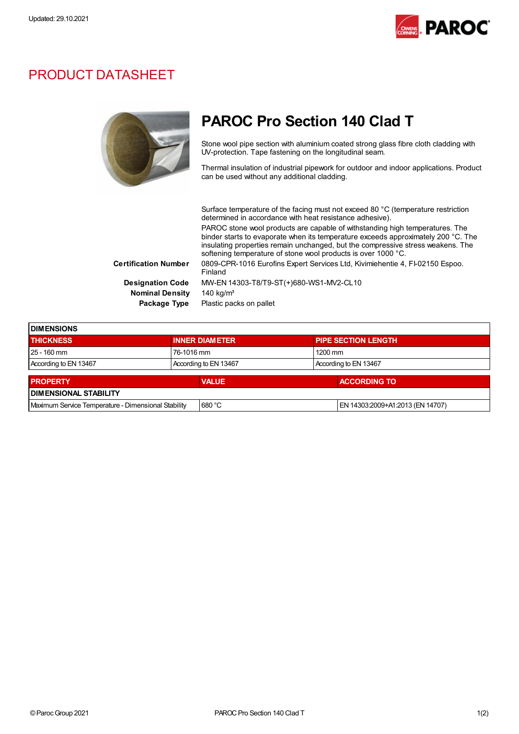Updated: 29.10.2021

# PRODUCT DATASHEET

## PAROC Pro Section 140 Clad T

Stone wool pipe section with aluminium coated strong glass fibre cloth cladding with UV-protection. Tape fastening on the longitudinal seam.

Thermal insulation of industrial pipework for outdoor and indoor applications. Product can be used without any additional cladding.

Surface temperature of the facing must not exceed 80 °C (temperature restriction determined in accordance with heat resistance adhesive).

PAROC stone wool products are capable of withstanding high temperatures. The binder starts to evaporate when its temperature exceeds approximately 200 °C. The insulating properties remain unchanged, but the compressive stress weakens. The softening temperature of stone wool products is over 1000 °C.

**Certification Number** 0809-CPR-1016 Eurofins Expert Services Ltd, Kivimiehentie 4, FI-02150 Espoo. Finland

**Designation Code** MW-EN 14303-T8/T9-ST(+)680-WS1-MV2-CL10

**Nominal Density** 140 kg/m³

**Package Type** Plastic packs on pallet

| DIMENSIONS | | |
|---|---|---|
| **THICKNESS** | **INNER DIAMETER** | **PIPE SECTION LENGTH** |
| 25 - 160 mm | 76-1016 mm | 1200 mm |
| According to EN 13467 | According to EN 13467 | According to EN 13467 |

| PROPERTY | VALUE | ACCORDING TO |
|---|---|---|
| **DIMENSIONAL STABILITY** | | |
| Maximum Service Temperature - Dimensional Stability | 680 °C | EN 14303:2009+A1:2013 (EN 14707) |

© Paroc Group 2021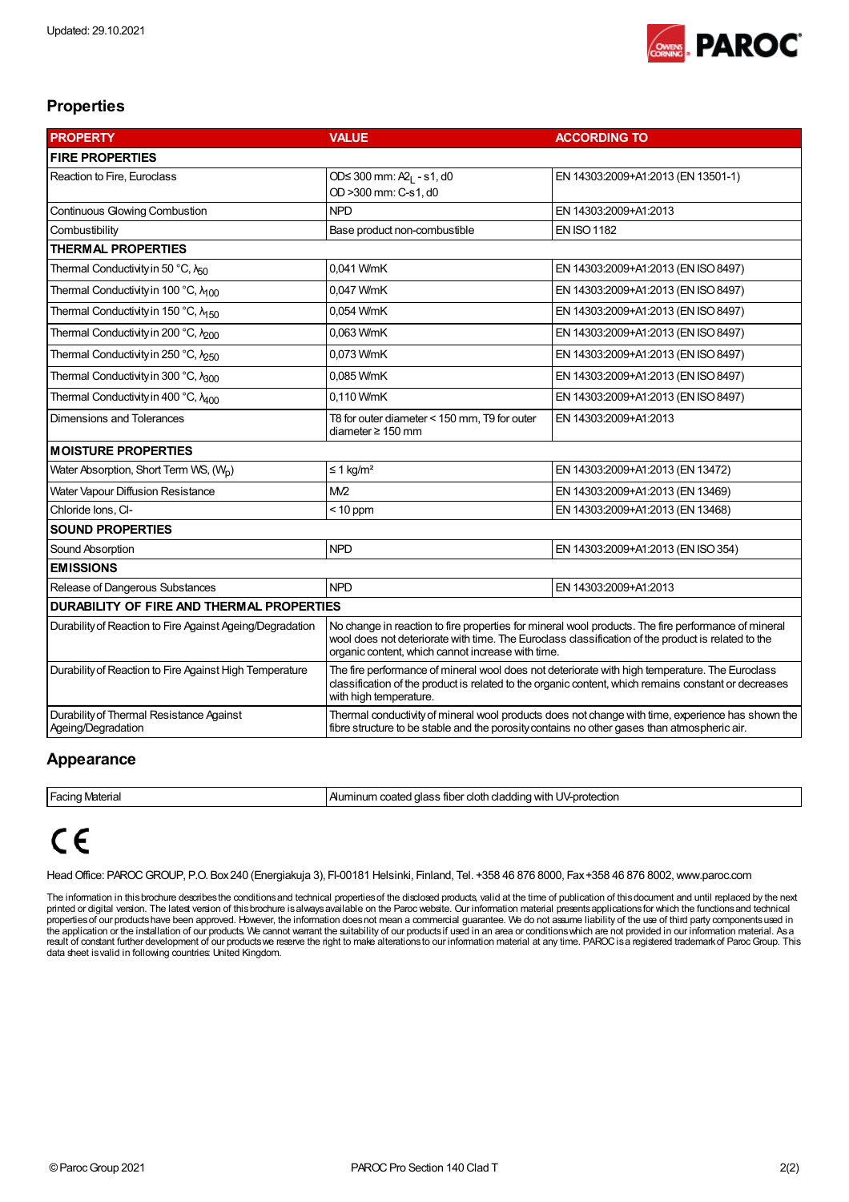Updated: 29.10.2021

## Properties

| PROPERTY | VALUE | ACCORDING TO |
|---|---|---|
| **FIRE PROPERTIES** | | |
| Reaction to Fire, Euroclass | OD≤ 300 mm: $A2_L$ - s1, d0<br>OD >300 mm: C-s1, d0 | EN 14303:2009+A1:2013 (EN 13501-1) |
| Continuous Glowing Combustion | NPD | EN 14303:2009+A1:2013 |
| Combustibility | Base product non-combustible | EN ISO 1182 |
| **THERMAL PROPERTIES** | | |
| Thermal Conductivity in 50 °C, $\lambda_{50}$ | 0,041 W/mK | EN 14303:2009+A1:2013 (EN ISO 8497) |
| Thermal Conductivity in 100 °C, $\lambda_{100}$ | 0,047 W/mK | EN 14303:2009+A1:2013 (EN ISO 8497) |
| Thermal Conductivity in 150 °C, $\lambda_{150}$ | 0,054 W/mK | EN 14303:2009+A1:2013 (EN ISO 8497) |
| Thermal Conductivity in 200 °C, $\lambda_{200}$ | 0,063 W/mK | EN 14303:2009+A1:2013 (EN ISO 8497) |
| Thermal Conductivity in 250 °C, $\lambda_{250}$ | 0,073 W/mK | EN 14303:2009+A1:2013 (EN ISO 8497) |
| Thermal Conductivity in 300 °C, $\lambda_{300}$ | 0,085 W/mK | EN 14303:2009+A1:2013 (EN ISO 8497) |
| Thermal Conductivity in 400 °C, $\lambda_{400}$ | 0,110 W/mK | EN 14303:2009+A1:2013 (EN ISO 8497) |
| Dimensions and Tolerances | T8 for outer diameter < 150 mm, T9 for outer diameter ≥ 150 mm | EN 14303:2009+A1:2013 |
| **MOISTURE PROPERTIES** | | |
| Water Absorption, Short Term WS, ($W_p$) | ≤ 1 kg/m² | EN 14303:2009+A1:2013 (EN 13472) |
| Water Vapour Diffusion Resistance | MV2 | EN 14303:2009+A1:2013 (EN 13469) |
| Chloride Ions, Cl- | < 10 ppm | EN 14303:2009+A1:2013 (EN 13468) |
| **SOUND PROPERTIES** | | |
| Sound Absorption | NPD | EN 14303:2009+A1:2013 (EN ISO 354) |
| **EMISSIONS** | | |
| Release of Dangerous Substances | NPD | EN 14303:2009+A1:2013 |
| **DURABILITY OF FIRE AND THERMAL PROPERTIES** | | |
| Durability of Reaction to Fire Against Ageing/Degradation | No change in reaction to fire properties for mineral wool products. The fire performance of mineral wool does not deteriorate with time. The Euroclass classification of the product is related to the organic content, which cannot increase with time. | |
| Durability of Reaction to Fire Against High Temperature | The fire performance of mineral wool does not deteriorate with high temperature. The Euroclass classification of the product is related to the organic content, which remains constant or decreases with high temperature. | |
| Durability of Thermal Resistance Against Ageing/Degradation | Thermal conductivity of mineral wool products does not change with time, experience has shown the fibre structure to be stable and the porosity contains no other gases than atmospheric air. | |

## Appearance

| | |
|---|---|
| Facing Material | Aluminum coated glass fiber cloth cladding with UV-protection |

CE

Head Office: PAROC GROUP, P.O. Box 240 (Energiakuja 3), FI-00181 Helsinki, Finland, Tel. +358 46 876 8000, Fax +358 46 876 8002, www.paroc.com

The information in this brochure describes the conditions and technical properties of the disclosed products, valid at the time of publication of this document and until replaced by the next printed or digital version. The latest version of this brochure is always available on the Paroc website. Our information material presents applications for which the functions and technical properties of our products have been approved. However, the information does not mean a commercial guarantee. We do not assume liability of the use of third party components used in the application or the installation of our products. We cannot warrant the suitability of our products if used in an area or conditions which are not provided in our information material. As a result of constant further development of our products we reserve the right to make alterations to our information material at any time. PAROC is a registered trademark of Paroc Group. This data sheet is valid in following countries: United Kingdom.

© Paroc Group 2021 PAROC Pro Section 140 Clad T